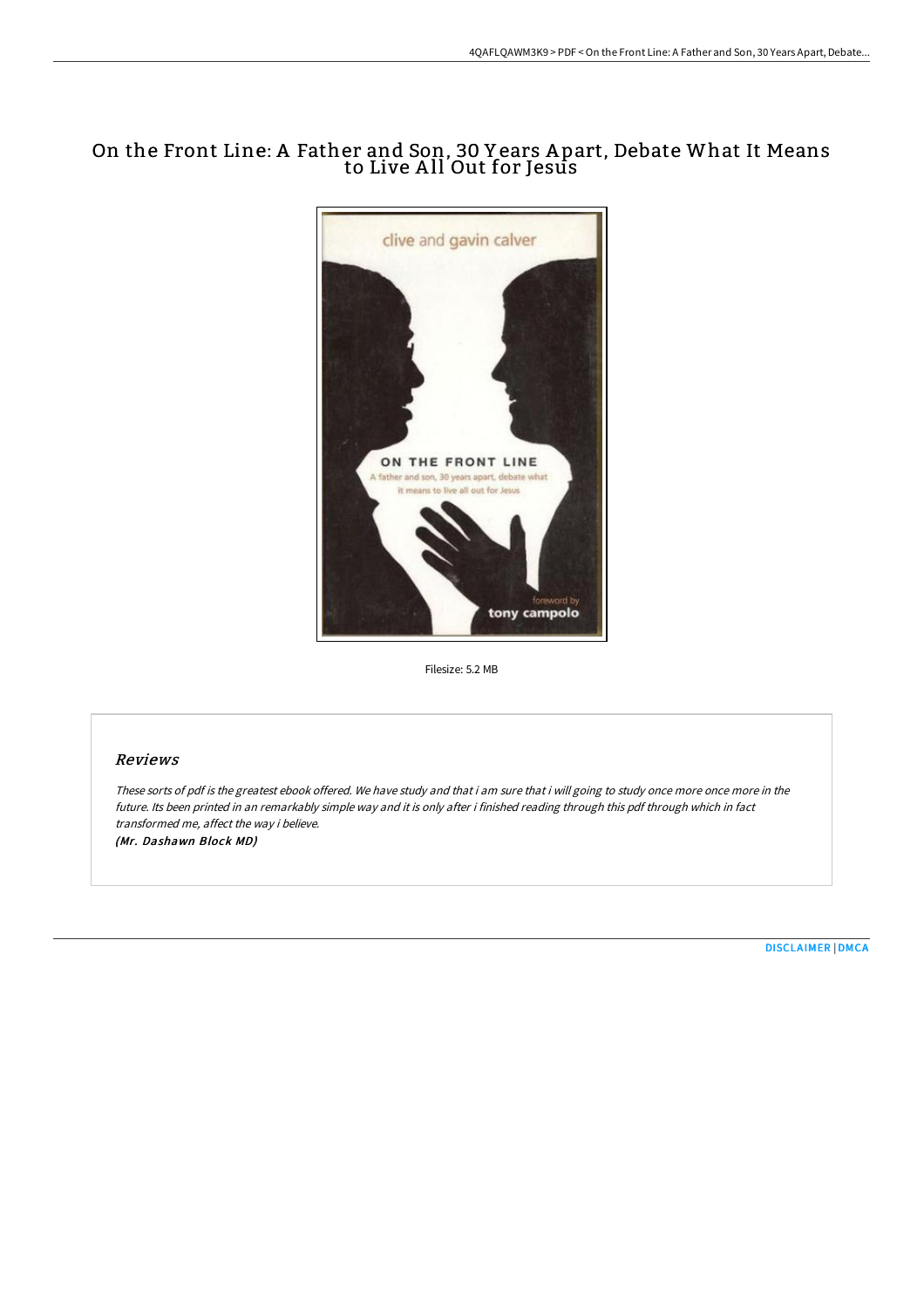# On the Front Line: A Father and Son, 30 Years Apart, Debate What It Means to Live All Out for Jesus

Filesize: 5.2 MB

## Reviews

*These sorts of pdf is the greatest ebook offered. We have study and that i am sure that i will going to study once more once more in the future. Its been printed in an remarkably simple way and it is only after i finished reading through this pdf through which in fact transformed me, affect the way i believe.*

***(Mr. Dashawn Block MD)***

DISCLAIMER | DMCA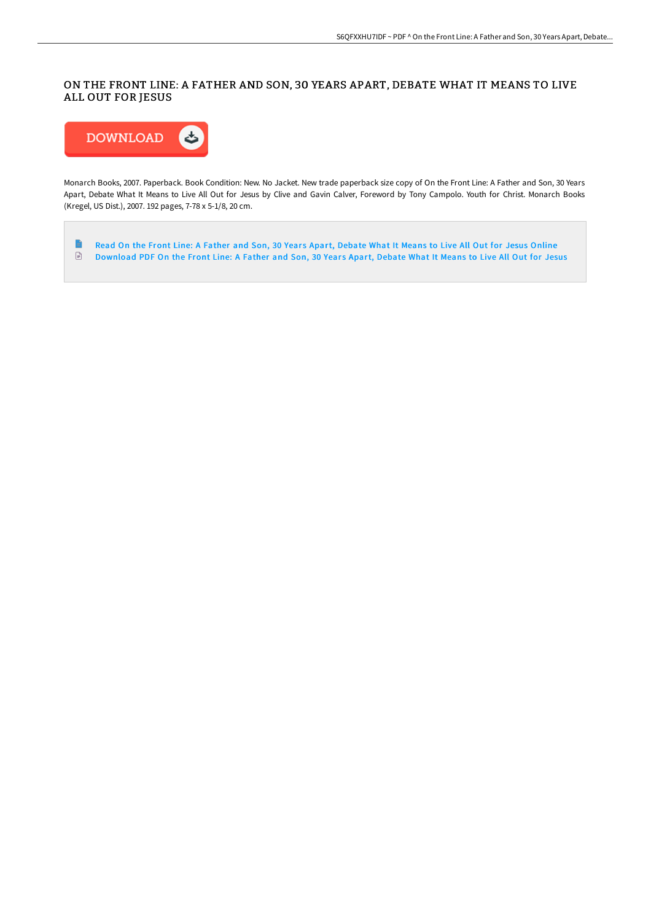# ON THE FRONT LINE: A FATHER AND SON, 30 YEARS APART, DEBATE WHAT IT MEANS TO LIVE ALL OUT FOR JESUS

DOWNLOAD

Monarch Books, 2007. Paperback. Book Condition: New. No Jacket. New trade paperback size copy of On the Front Line: A Father and Son, 30 Years Apart, Debate What It Means to Live All Out for Jesus by Clive and Gavin Calver, Foreword by Tony Campolo. Youth for Christ. Monarch Books (Kregel, US Dist.), 2007. 192 pages, 7-78 x 5-1/8, 20 cm.

- Read On the Front Line: A Father and Son, 30 Years Apart, Debate What It Means to Live All Out for Jesus Online
- Download PDF On the Front Line: A Father and Son, 30 Years Apart, Debate What It Means to Live All Out for Jesus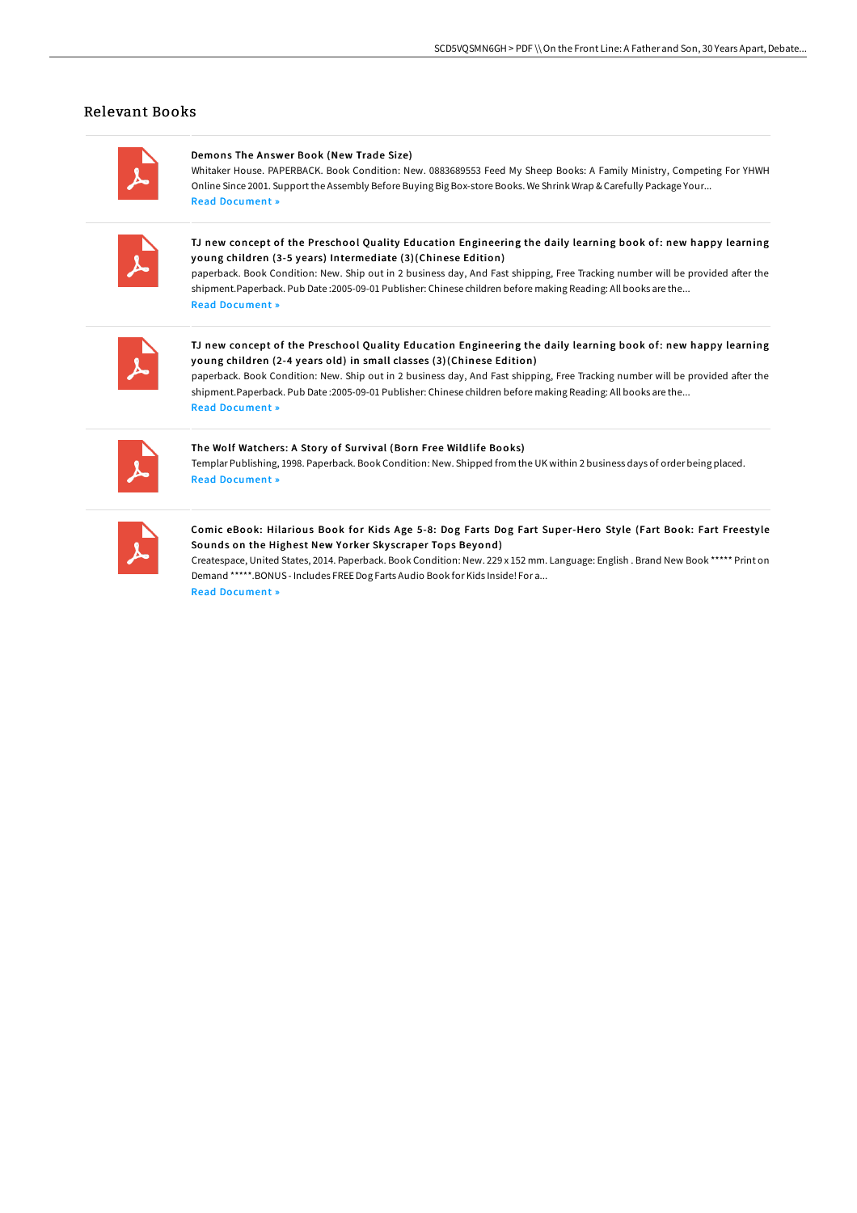## Relevant Books

**Demons The Answer Book (New Trade Size)**

Whitaker House. PAPERBACK. Book Condition: New. 0883689553 Feed My Sheep Books: A Family Ministry, Competing For YHWH Online Since 2001. Support the Assembly Before Buying Big Box-store Books. We Shrink Wrap & Carefully Package Your...

Read Document »

**TJ new concept of the Preschool Quality Education Engineering the daily learning book of: new happy learning young children (3-5 years) Intermediate (3)(Chinese Edition)**

paperback. Book Condition: New. Ship out in 2 business day, And Fast shipping, Free Tracking number will be provided after the shipment.Paperback. Pub Date :2005-09-01 Publisher: Chinese children before making Reading: All books are the...

Read Document »

**TJ new concept of the Preschool Quality Education Engineering the daily learning book of: new happy learning young children (2-4 years old) in small classes (3)(Chinese Edition)**

paperback. Book Condition: New. Ship out in 2 business day, And Fast shipping, Free Tracking number will be provided after the shipment.Paperback. Pub Date :2005-09-01 Publisher: Chinese children before making Reading: All books are the...

Read Document »

**The Wolf Watchers: A Story of Survival (Born Free Wildlife Books)**

Templar Publishing, 1998. Paperback. Book Condition: New. Shipped from the UK within 2 business days of order being placed.

Read Document »

**Comic eBook: Hilarious Book for Kids Age 5-8: Dog Farts Dog Fart Super-Hero Style (Fart Book: Fart Freestyle Sounds on the Highest New Yorker Skyscraper Tops Beyond)**

Createspace, United States, 2014. Paperback. Book Condition: New. 229 x 152 mm. Language: English . Brand New Book ***** Print on Demand *****.BONUS - Includes FREE Dog Farts Audio Book for Kids Inside! For a...

Read Document »